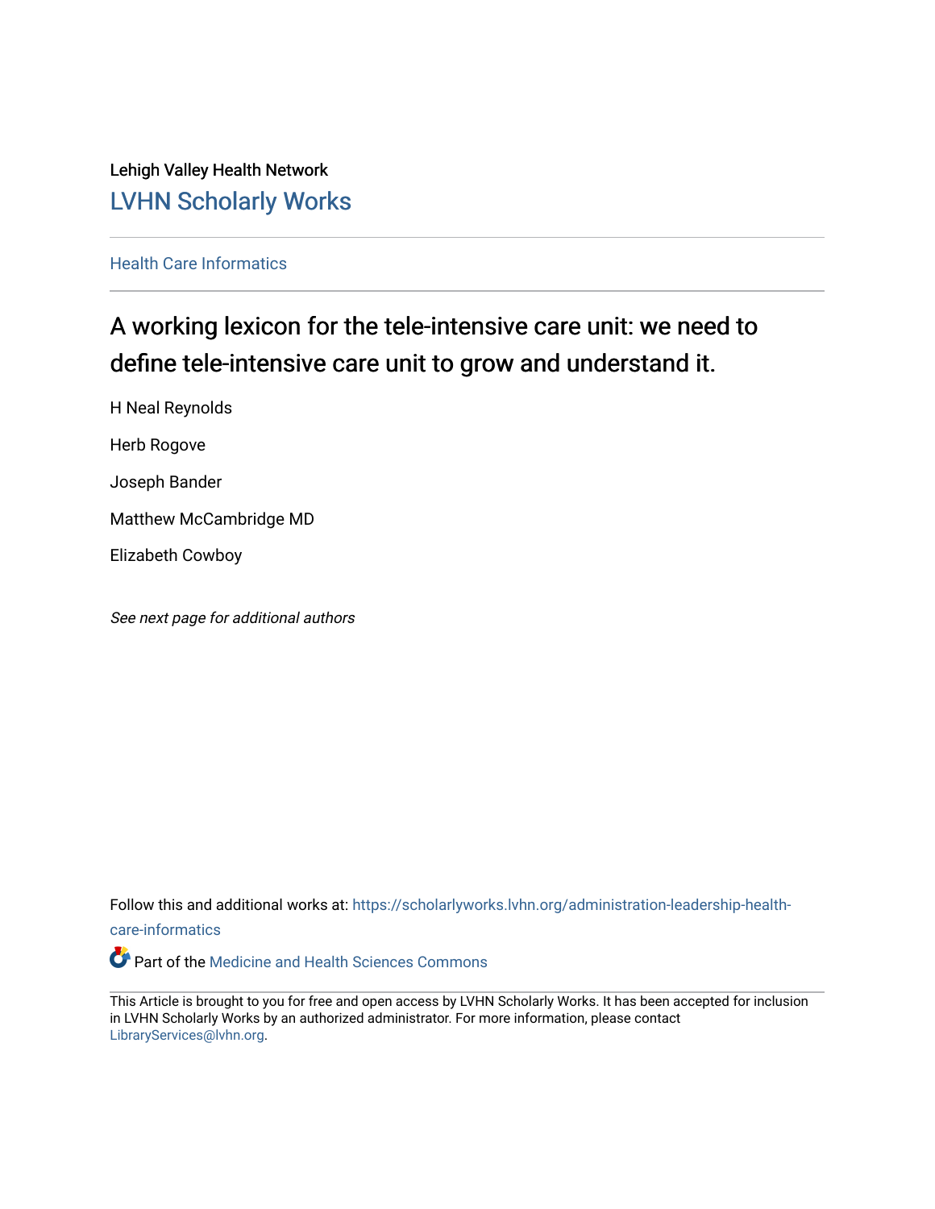Lehigh Valley Health Network

LVHN Scholarly Works

Health Care Informatics

# A working lexicon for the tele-intensive care unit: we need to define tele-intensive care unit to grow and understand it.

H Neal Reynolds

Herb Rogove

Joseph Bander

Matthew McCambridge MD

Elizabeth Cowboy

*See next page for additional authors*

Follow this and additional works at: https://scholarlyworks.lvhn.org/administration-leadership-health-care-informatics

Part of the Medicine and Health Sciences Commons

This Article is brought to you for free and open access by LVHN Scholarly Works. It has been accepted for inclusion in LVHN Scholarly Works by an authorized administrator. For more information, please contact LibraryServices@lvhn.org.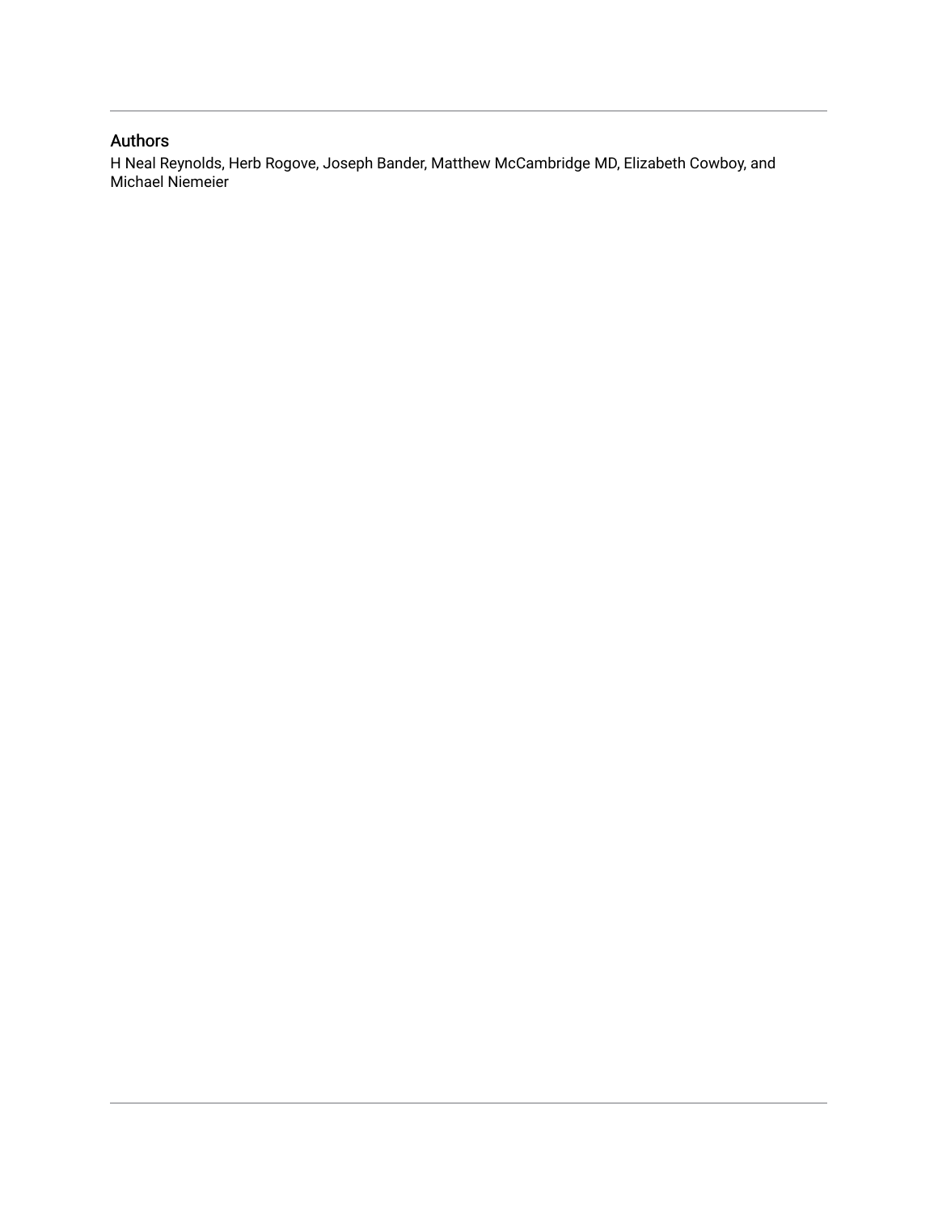## Authors

H Neal Reynolds, Herb Rogove, Joseph Bander, Matthew McCambridge MD, Elizabeth Cowboy, and Michael Niemeier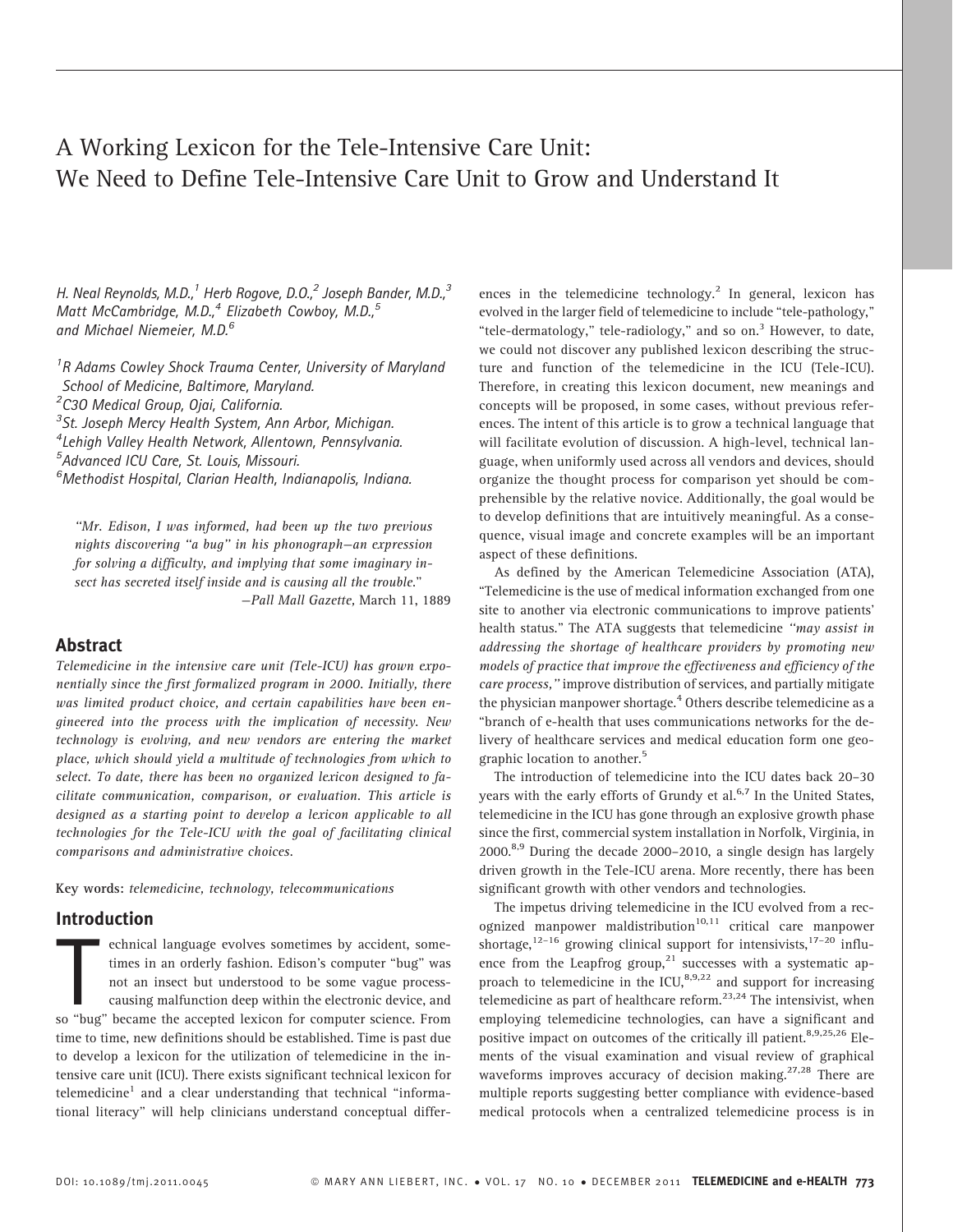# A Working Lexicon for the Tele-Intensive Care Unit: We Need to Define Tele-Intensive Care Unit to Grow and Understand It

*H. Neal Reynolds, M.D.,[1] Herb Rogove, D.O.,[2] Joseph Bander, M.D.,[3] Matt McCambridge, M.D.,[4] Elizabeth Cowboy, M.D.,[5] and Michael Niemeier, M.D.[6]*

[1]*R Adams Cowley Shock Trauma Center, University of Maryland School of Medicine, Baltimore, Maryland.*
[2]*C3O Medical Group, Ojai, California.*
[3]*St. Joseph Mercy Health System, Ann Arbor, Michigan.*
[4]*Lehigh Valley Health Network, Allentown, Pennsylvania.*
[5]*Advanced ICU Care, St. Louis, Missouri.*
[6]*Methodist Hospital, Clarian Health, Indianapolis, Indiana.*

> *"Mr. Edison, I was informed, had been up the two previous nights discovering "a bug" in his phonograph—an expression for solving a difficulty, and implying that some imaginary insect has secreted itself inside and is causing all the trouble."*
>
> —*Pall Mall Gazette*, March 11, 1889

## Abstract

*Telemedicine in the intensive care unit (Tele-ICU) has grown exponentially since the first formalized program in 2000. Initially, there was limited product choice, and certain capabilities have been engineered into the process with the implication of necessity. New technology is evolving, and new vendors are entering the market place, which should yield a multitude of technologies from which to select. To date, there has been no organized lexicon designed to facilitate communication, comparison, or evaluation. This article is designed as a starting point to develop a lexicon applicable to all technologies for the Tele-ICU with the goal of facilitating clinical comparisons and administrative choices.*

**Key words:** *telemedicine, technology, telecommunications*

## Introduction

Technical language evolves sometimes by accident, sometimes in an orderly fashion. Edison's computer "bug" was not an insect but understood to be some vague process-causing malfunction deep within the electronic device, and so "bug" became the accepted lexicon for computer science. From time to time, new definitions should be established. Time is past due to develop a lexicon for the utilization of telemedicine in the intensive care unit (ICU). There exists significant technical lexicon for telemedicine[1] and a clear understanding that technical "informational literacy" will help clinicians understand conceptual differences in the telemedicine technology.[2] In general, lexicon has evolved in the larger field of telemedicine to include "tele-pathology," "tele-dermatology," tele-radiology," and so on.[3] However, to date, we could not discover any published lexicon describing the structure and function of the telemedicine in the ICU (Tele-ICU). Therefore, in creating this lexicon document, new meanings and concepts will be proposed, in some cases, without previous references. The intent of this article is to grow a technical language that will facilitate evolution of discussion. A high-level, technical language, when uniformly used across all vendors and devices, should organize the thought process for comparison yet should be comprehensible by the relative novice. Additionally, the goal would be to develop definitions that are intuitively meaningful. As a consequence, visual image and concrete examples will be an important aspect of these definitions.

As defined by the American Telemedicine Association (ATA), "Telemedicine is the use of medical information exchanged from one site to another via electronic communications to improve patients' health status." The ATA suggests that telemedicine *"may assist in addressing the shortage of healthcare providers by promoting new models of practice that improve the effectiveness and efficiency of the care process,"* improve distribution of services, and partially mitigate the physician manpower shortage.[4] Others describe telemedicine as a "branch of e-health that uses communications networks for the delivery of healthcare services and medical education form one geographic location to another.[5]

The introduction of telemedicine into the ICU dates back 20–30 years with the early efforts of Grundy et al.[6,7] In the United States, telemedicine in the ICU has gone through an explosive growth phase since the first, commercial system installation in Norfolk, Virginia, in 2000.[8,9] During the decade 2000–2010, a single design has largely driven growth in the Tele-ICU arena. More recently, there has been significant growth with other vendors and technologies.

The impetus driving telemedicine in the ICU evolved from a recognized manpower maldistribution[10,11] critical care manpower shortage,[12–16] growing clinical support for intensivists,[17–20] influence from the Leapfrog group,[21] successes with a systematic approach to telemedicine in the ICU,[8,9,22] and support for increasing telemedicine as part of healthcare reform.[23,24] The intensivist, when employing telemedicine technologies, can have a significant and positive impact on outcomes of the critically ill patient.[8,9,25,26] Elements of the visual examination and visual review of graphical waveforms improves accuracy of decision making.[27,28] There are multiple reports suggesting better compliance with evidence-based medical protocols when a centralized telemedicine process is in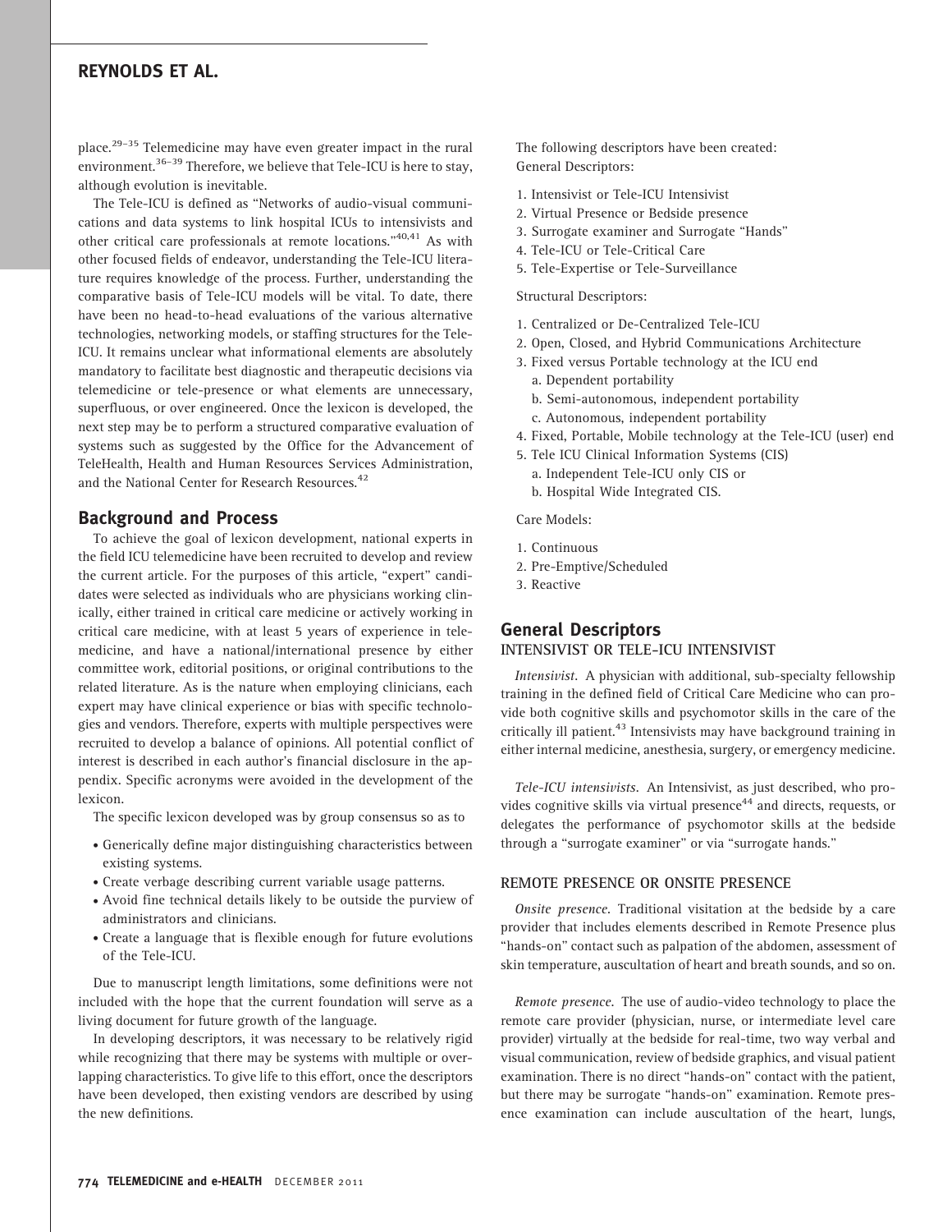place.[29–35] Telemedicine may have even greater impact in the rural environment.[36–39] Therefore, we believe that Tele-ICU is here to stay, although evolution is inevitable.

The Tele-ICU is defined as "Networks of audio-visual communications and data systems to link hospital ICUs to intensivists and other critical care professionals at remote locations."[40,41] As with other focused fields of endeavor, understanding the Tele-ICU literature requires knowledge of the process. Further, understanding the comparative basis of Tele-ICU models will be vital. To date, there have been no head-to-head evaluations of the various alternative technologies, networking models, or staffing structures for the Tele-ICU. It remains unclear what informational elements are absolutely mandatory to facilitate best diagnostic and therapeutic decisions via telemedicine or tele-presence or what elements are unnecessary, superfluous, or over engineered. Once the lexicon is developed, the next step may be to perform a structured comparative evaluation of systems such as suggested by the Office for the Advancement of TeleHealth, Health and Human Resources Services Administration, and the National Center for Research Resources.[42]

## Background and Process

To achieve the goal of lexicon development, national experts in the field ICU telemedicine have been recruited to develop and review the current article. For the purposes of this article, "expert" candidates were selected as individuals who are physicians working clinically, either trained in critical care medicine or actively working in critical care medicine, with at least 5 years of experience in telemedicine, and have a national/international presence by either committee work, editorial positions, or original contributions to the related literature. As is the nature when employing clinicians, each expert may have clinical experience or bias with specific technologies and vendors. Therefore, experts with multiple perspectives were recruited to develop a balance of opinions. All potential conflict of interest is described in each author's financial disclosure in the appendix. Specific acronyms were avoided in the development of the lexicon.

The specific lexicon developed was by group consensus so as to

- Generically define major distinguishing characteristics between existing systems.
- Create verbage describing current variable usage patterns.
- Avoid fine technical details likely to be outside the purview of administrators and clinicians.
- Create a language that is flexible enough for future evolutions of the Tele-ICU.

Due to manuscript length limitations, some definitions were not included with the hope that the current foundation will serve as a living document for future growth of the language.

In developing descriptors, it was necessary to be relatively rigid while recognizing that there may be systems with multiple or overlapping characteristics. To give life to this effort, once the descriptors have been developed, then existing vendors are described by using the new definitions.

The following descriptors have been created:
General Descriptors:

1. Intensivist or Tele-ICU Intensivist
2. Virtual Presence or Bedside presence
3. Surrogate examiner and Surrogate "Hands"
4. Tele-ICU or Tele-Critical Care
5. Tele-Expertise or Tele-Surveillance

Structural Descriptors:

1. Centralized or De-Centralized Tele-ICU
2. Open, Closed, and Hybrid Communications Architecture
3. Fixed versus Portable technology at the ICU end
   a. Dependent portability
   b. Semi-autonomous, independent portability
   c. Autonomous, independent portability
4. Fixed, Portable, Mobile technology at the Tele-ICU (user) end
5. Tele ICU Clinical Information Systems (CIS)
   a. Independent Tele-ICU only CIS or
   b. Hospital Wide Integrated CIS.

Care Models:

1. Continuous
2. Pre-Emptive/Scheduled
3. Reactive

## General Descriptors

### INTENSIVIST OR TELE-ICU INTENSIVIST

*Intensivist.* A physician with additional, sub-specialty fellowship training in the defined field of Critical Care Medicine who can provide both cognitive skills and psychomotor skills in the care of the critically ill patient.[43] Intensivists may have background training in either internal medicine, anesthesia, surgery, or emergency medicine.

*Tele-ICU intensivists.* An Intensivist, as just described, who provides cognitive skills via virtual presence[44] and directs, requests, or delegates the performance of psychomotor skills at the bedside through a "surrogate examiner" or via "surrogate hands."

### REMOTE PRESENCE OR ONSITE PRESENCE

*Onsite presence.* Traditional visitation at the bedside by a care provider that includes elements described in Remote Presence plus "hands-on" contact such as palpation of the abdomen, assessment of skin temperature, auscultation of heart and breath sounds, and so on.

*Remote presence.* The use of audio-video technology to place the remote care provider (physician, nurse, or intermediate level care provider) virtually at the bedside for real-time, two way verbal and visual communication, review of bedside graphics, and visual patient examination. There is no direct "hands-on" contact with the patient, but there may be surrogate "hands-on" examination. Remote presence examination can include auscultation of the heart, lungs,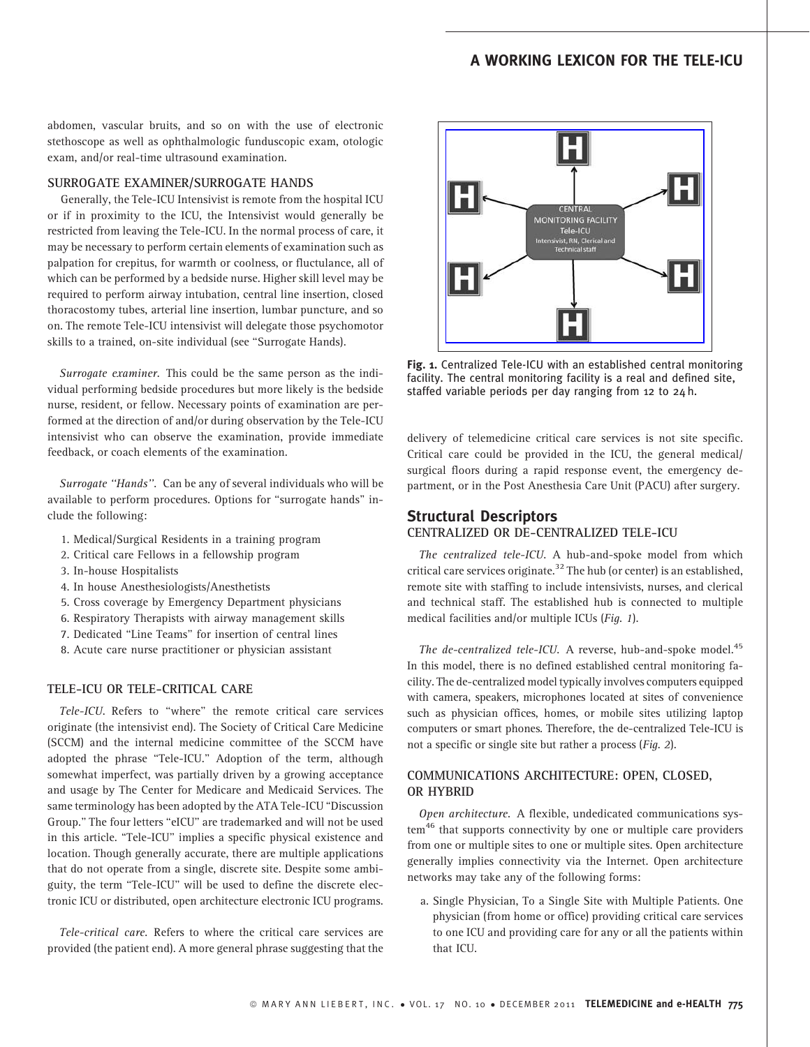abdomen, vascular bruits, and so on with the use of electronic stethoscope as well as ophthalmologic funduscopic exam, otologic exam, and/or real-time ultrasound examination.

### SURROGATE EXAMINER/SURROGATE HANDS

Generally, the Tele-ICU Intensivist is remote from the hospital ICU or if in proximity to the ICU, the Intensivist would generally be restricted from leaving the Tele-ICU. In the normal process of care, it may be necessary to perform certain elements of examination such as palpation for crepitus, for warmth or coolness, or fluctulance, all of which can be performed by a bedside nurse. Higher skill level may be required to perform airway intubation, central line insertion, closed thoracostomy tubes, arterial line insertion, lumbar puncture, and so on. The remote Tele-ICU intensivist will delegate those psychomotor skills to a trained, on-site individual (see "Surrogate Hands).

*Surrogate examiner.* This could be the same person as the individual performing bedside procedures but more likely is the bedside nurse, resident, or fellow. Necessary points of examination are performed at the direction of and/or during observation by the Tele-ICU intensivist who can observe the examination, provide immediate feedback, or coach elements of the examination.

*Surrogate "Hands".* Can be any of several individuals who will be available to perform procedures. Options for "surrogate hands" include the following:

1. Medical/Surgical Residents in a training program
2. Critical care Fellows in a fellowship program
3. In-house Hospitalists
4. In house Anesthesiologists/Anesthetists
5. Cross coverage by Emergency Department physicians
6. Respiratory Therapists with airway management skills
7. Dedicated "Line Teams" for insertion of central lines
8. Acute care nurse practitioner or physician assistant

### TELE-ICU OR TELE-CRITICAL CARE

*Tele-ICU.* Refers to "where" the remote critical care services originate (the intensivist end). The Society of Critical Care Medicine (SCCM) and the internal medicine committee of the SCCM have adopted the phrase "Tele-ICU." Adoption of the term, although somewhat imperfect, was partially driven by a growing acceptance and usage by The Center for Medicare and Medicaid Services. The same terminology has been adopted by the ATA Tele-ICU "Discussion Group." The four letters "eICU" are trademarked and will not be used in this article. "Tele-ICU" implies a specific physical existence and location. Though generally accurate, there are multiple applications that do not operate from a single, discrete site. Despite some ambiguity, the term "Tele-ICU" will be used to define the discrete electronic ICU or distributed, open architecture electronic ICU programs.

*Tele-critical care.* Refers to where the critical care services are provided (the patient end). A more general phrase suggesting that the delivery of telemedicine critical care services is not site specific. Critical care could be provided in the ICU, the general medical/surgical floors during a rapid response event, the emergency department, or in the Post Anesthesia Care Unit (PACU) after surgery.

**Fig. 1.** Centralized Tele-ICU with an established central monitoring facility. The central monitoring facility is a real and defined site, staffed variable periods per day ranging from 12 to 24 h.

## Structural Descriptors

### CENTRALIZED OR DE-CENTRALIZED TELE-ICU

*The centralized tele-ICU.* A hub-and-spoke model from which critical care services originate.[32] The hub (or center) is an established, remote site with staffing to include intensivists, nurses, and clerical and technical staff. The established hub is connected to multiple medical facilities and/or multiple ICUs (*Fig. 1*).

*The de-centralized tele-ICU.* A reverse, hub-and-spoke model.[45] In this model, there is no defined established central monitoring facility. The de-centralized model typically involves computers equipped with camera, speakers, microphones located at sites of convenience such as physician offices, homes, or mobile sites utilizing laptop computers or smart phones. Therefore, the de-centralized Tele-ICU is not a specific or single site but rather a process (*Fig. 2*).

### COMMUNICATIONS ARCHITECTURE: OPEN, CLOSED, OR HYBRID

*Open architecture.* A flexible, undedicated communications system[46] that supports connectivity by one or multiple care providers from one or multiple sites to one or multiple sites. Open architecture generally implies connectivity via the Internet. Open architecture networks may take any of the following forms:

a. Single Physician, To a Single Site with Multiple Patients. One physician (from home or office) providing critical care services to one ICU and providing care for any or all the patients within that ICU.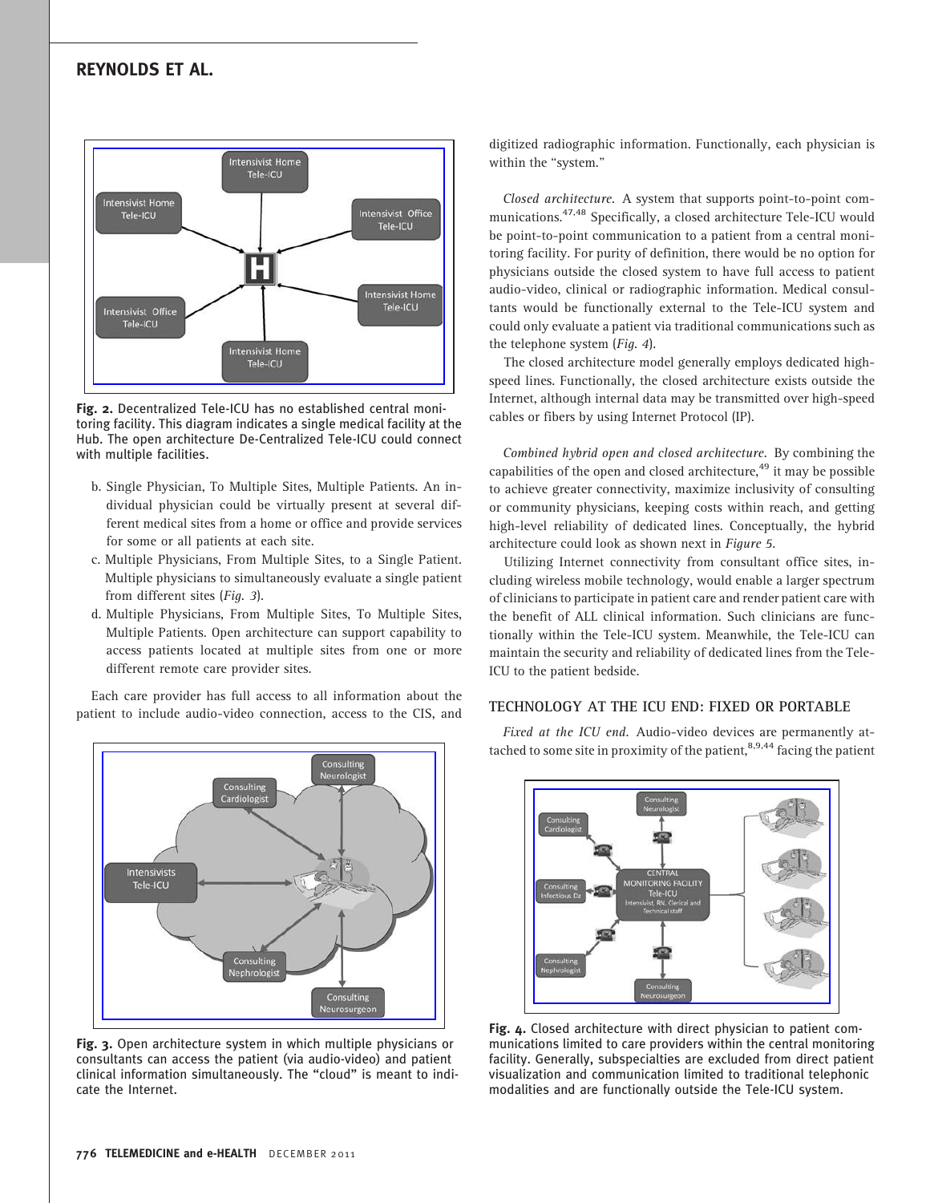Fig. 2. Decentralized Tele-ICU has no established central monitoring facility. This diagram indicates a single medical facility at the Hub. The open architecture De-Centralized Tele-ICU could connect with multiple facilities.

b. Single Physician, To Multiple Sites, Multiple Patients. An individual physician could be virtually present at several different medical sites from a home or office and provide services for some or all patients at each site.

c. Multiple Physicians, From Multiple Sites, to a Single Patient. Multiple physicians to simultaneously evaluate a single patient from different sites (*Fig. 3*).

d. Multiple Physicians, From Multiple Sites, To Multiple Sites, Multiple Patients. Open architecture can support capability to access patients located at multiple sites from one or more different remote care provider sites.

Each care provider has full access to all information about the patient to include audio-video connection, access to the CIS, and digitized radiographic information. Functionally, each physician is within the "system."

Fig. 3. Open architecture system in which multiple physicians or consultants can access the patient (via audio-video) and patient clinical information simultaneously. The "cloud" is meant to indicate the Internet.

*Closed architecture.* A system that supports point-to-point communications.[47,48] Specifically, a closed architecture Tele-ICU would be point-to-point communication to a patient from a central monitoring facility. For purity of definition, there would be no option for physicians outside the closed system to have full access to patient audio-video, clinical or radiographic information. Medical consultants would be functionally external to the Tele-ICU system and could only evaluate a patient via traditional communications such as the telephone system (*Fig. 4*).

The closed architecture model generally employs dedicated high-speed lines. Functionally, the closed architecture exists outside the Internet, although internal data may be transmitted over high-speed cables or fibers by using Internet Protocol (IP).

*Combined hybrid open and closed architecture.* By combining the capabilities of the open and closed architecture,[49] it may be possible to achieve greater connectivity, maximize inclusivity of consulting or community physicians, keeping costs within reach, and getting high-level reliability of dedicated lines. Conceptually, the hybrid architecture could look as shown next in *Figure 5*.

Utilizing Internet connectivity from consultant office sites, including wireless mobile technology, would enable a larger spectrum of clinicians to participate in patient care and render patient care with the benefit of ALL clinical information. Such clinicians are functionally within the Tele-ICU system. Meanwhile, the Tele-ICU can maintain the security and reliability of dedicated lines from the Tele-ICU to the patient bedside.

## TECHNOLOGY AT THE ICU END: FIXED OR PORTABLE

*Fixed at the ICU end.* Audio-video devices are permanently attached to some site in proximity of the patient,[8,9,44] facing the patient

Fig. 4. Closed architecture with direct physician to patient communications limited to care providers within the central monitoring facility. Generally, subspecialties are excluded from direct patient visualization and communication limited to traditional telephonic modalities and are functionally outside the Tele-ICU system.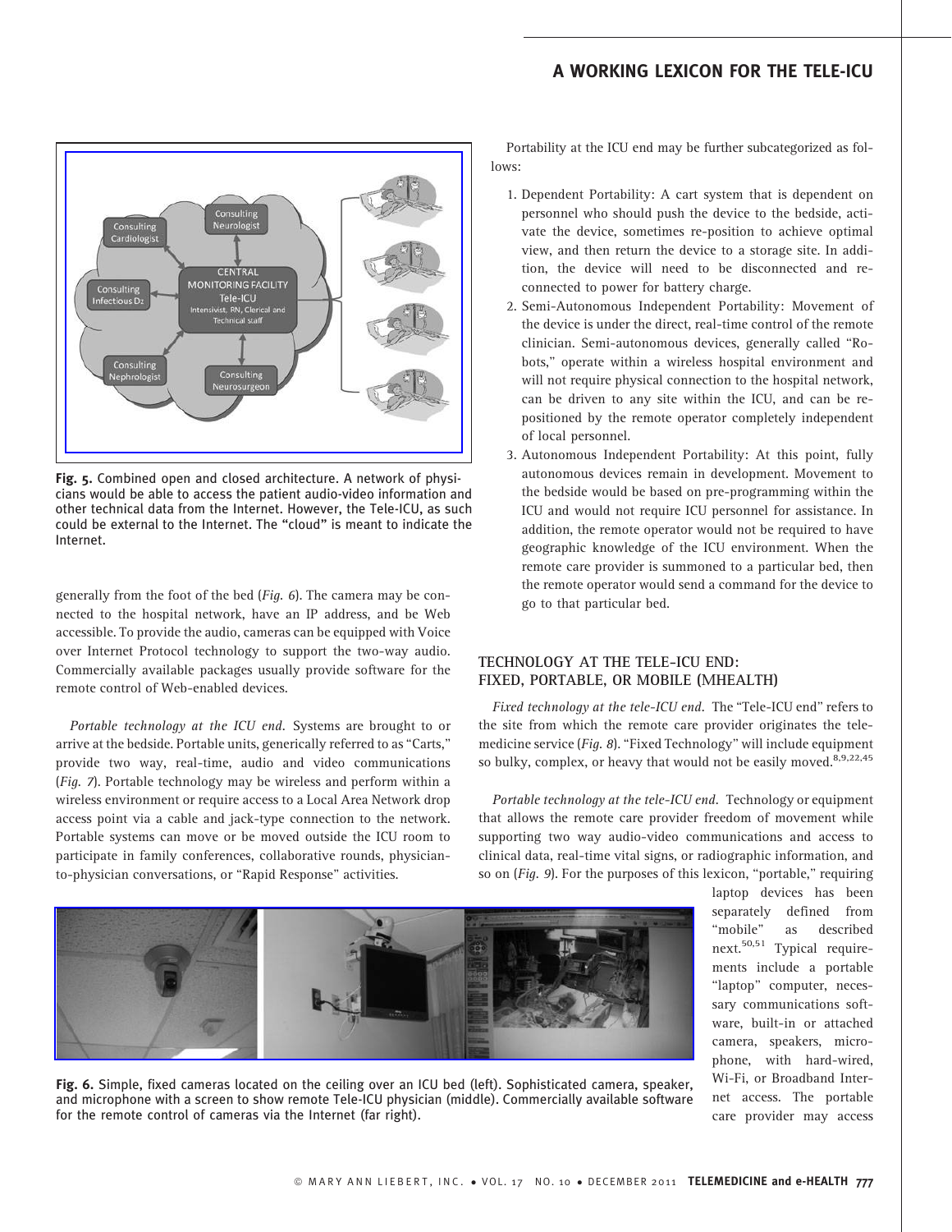Fig. 5. Combined open and closed architecture. A network of physicians would be able to access the patient audio-video information and other technical data from the Internet. However, the Tele-ICU, as such could be external to the Internet. The "cloud" is meant to indicate the Internet.

generally from the foot of the bed (*Fig. 6*). The camera may be connected to the hospital network, have an IP address, and be Web accessible. To provide the audio, cameras can be equipped with Voice over Internet Protocol technology to support the two-way audio. Commercially available packages usually provide software for the remote control of Web-enabled devices.

*Portable technology at the ICU end.* Systems are brought to or arrive at the bedside. Portable units, generically referred to as "Carts," provide two way, real-time, audio and video communications (*Fig. 7*). Portable technology may be wireless and perform within a wireless environment or require access to a Local Area Network drop access point via a cable and jack-type connection to the network. Portable systems can move or be moved outside the ICU room to participate in family conferences, collaborative rounds, physician-to-physician conversations, or "Rapid Response" activities.

Portability at the ICU end may be further subcategorized as follows:

1. Dependent Portability: A cart system that is dependent on personnel who should push the device to the bedside, activate the device, sometimes re-position to achieve optimal view, and then return the device to a storage site. In addition, the device will need to be disconnected and reconnected to power for battery charge.
2. Semi-Autonomous Independent Portability: Movement of the device is under the direct, real-time control of the remote clinician. Semi-autonomous devices, generally called "Robots," operate within a wireless hospital environment and will not require physical connection to the hospital network, can be driven to any site within the ICU, and can be repositioned by the remote operator completely independent of local personnel.
3. Autonomous Independent Portability: At this point, fully autonomous devices remain in development. Movement to the bedside would be based on pre-programming within the ICU and would not require ICU personnel for assistance. In addition, the remote operator would not be required to have geographic knowledge of the ICU environment. When the remote care provider is summoned to a particular bed, then the remote operator would send a command for the device to go to that particular bed.

## TECHNOLOGY AT THE TELE-ICU END: FIXED, PORTABLE, OR MOBILE (MHEALTH)

*Fixed technology at the tele-ICU end.* The "Tele-ICU end" refers to the site from which the remote care provider originates the telemedicine service (*Fig. 8*). "Fixed Technology" will include equipment so bulky, complex, or heavy that would not be easily moved.[8,9,22,45]

*Portable technology at the tele-ICU end.* Technology or equipment that allows the remote care provider freedom of movement while supporting two way audio-video communications and access to clinical data, real-time vital signs, or radiographic information, and so on (*Fig. 9*). For the purposes of this lexicon, "portable," requiring laptop devices has been separately defined from "mobile" as described next.[50,51] Typical requirements include a portable "laptop" computer, necessary communications software, built-in or attached camera, speakers, microphone, with hard-wired, Wi-Fi, or Broadband Internet access. The portable care provider may access

Fig. 6. Simple, fixed cameras located on the ceiling over an ICU bed (left). Sophisticated camera, speaker, and microphone with a screen to show remote Tele-ICU physician (middle). Commercially available software for the remote control of cameras via the Internet (far right).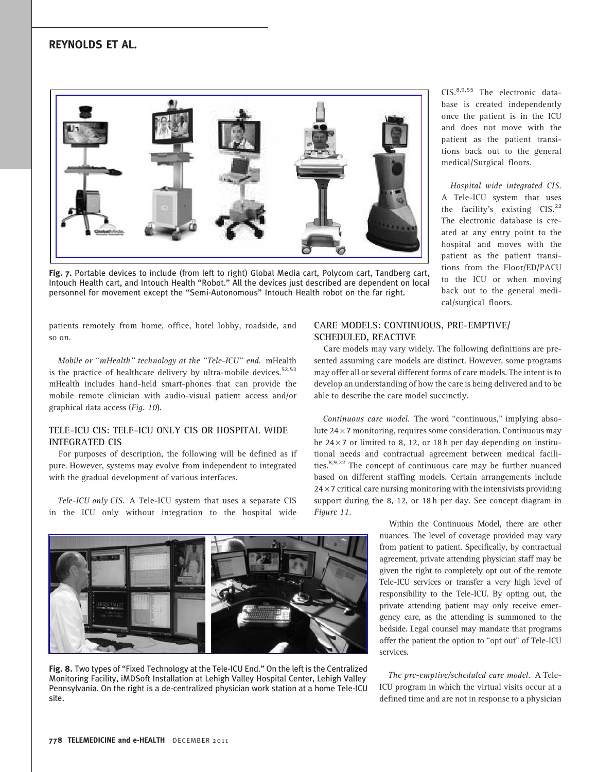Fig. 7. Portable devices to include (from left to right) Global Media cart, Polycom cart, Tandberg cart, Intouch Health cart, and Intouch Health "Robot." All the devices just described are dependent on local personnel for movement except the "Semi-Autonomous" Intouch Health robot on the far right.

patients remotely from home, office, hotel lobby, roadside, and so on.

*Mobile or "mHealth" technology at the "Tele-ICU" end.* mHealth is the practice of healthcare delivery by ultra-mobile devices.[52,53] mHealth includes hand-held smart-phones that can provide the mobile remote clinician with audio-visual patient access and/or graphical data access (*Fig. 10*).

## TELE-ICU CIS: TELE-ICU ONLY CIS OR HOSPITAL WIDE INTEGRATED CIS

For purposes of description, the following will be defined as if pure. However, systems may evolve from independent to integrated with the gradual development of various interfaces.

*Tele-ICU only CIS.* A Tele-ICU system that uses a separate CIS in the ICU only without integration to the hospital wide CIS.[8,9,55] The electronic database is created independently once the patient is in the ICU and does not move with the patient as the patient transitions back out to the general medical/Surgical floors.

*Hospital wide integrated CIS.* A Tele-ICU system that uses the facility's existing CIS.[22] The electronic database is created at any entry point to the hospital and moves with the patient as the patient transitions from the Floor/ED/PACU to the ICU or when moving back out to the general medical/surgical floors.

## CARE MODELS: CONTINUOUS, PRE-EMPTIVE/ SCHEDULED, REACTIVE

Care models may vary widely. The following definitions are presented assuming care models are distinct. However, some programs may offer all or several different forms of care models. The intent is to develop an understanding of how the care is being delivered and to be able to describe the care model succinctly.

*Continuous care model.* The word "continuous," implying absolute $24 \times 7$ monitoring, requires some consideration. Continuous may be $24 \times 7$ or limited to 8, 12, or 18 h per day depending on institutional needs and contractual agreement between medical facilities.[8,9,22] The concept of continuous care may be further nuanced based on different staffing models. Certain arrangements include $24 \times 7$ critical care nursing monitoring with the intensivists providing support during the 8, 12, or 18 h per day. See concept diagram in *Figure 11*.

Within the Continuous Model, there are other nuances. The level of coverage provided may vary from patient to patient. Specifically, by contractual agreement, private attending physician staff may be given the right to completely opt out of the remote Tele-ICU services or transfer a very high level of responsibility to the Tele-ICU. By opting out, the private attending patient may only receive emergency care, as the attending is summoned to the bedside. Legal counsel may mandate that programs offer the patient the option to "opt out" of Tele-ICU services.

Fig. 8. Two types of "Fixed Technology at the Tele-ICU End." On the left is the Centralized Monitoring Facility, iMDSoft Installation at Lehigh Valley Hospital Center, Lehigh Valley Pennsylvania. On the right is a de-centralized physician work station at a home Tele-ICU site.

*The pre-emptive/scheduled care model.* A Tele-ICU program in which the virtual visits occur at a defined time and are not in response to a physician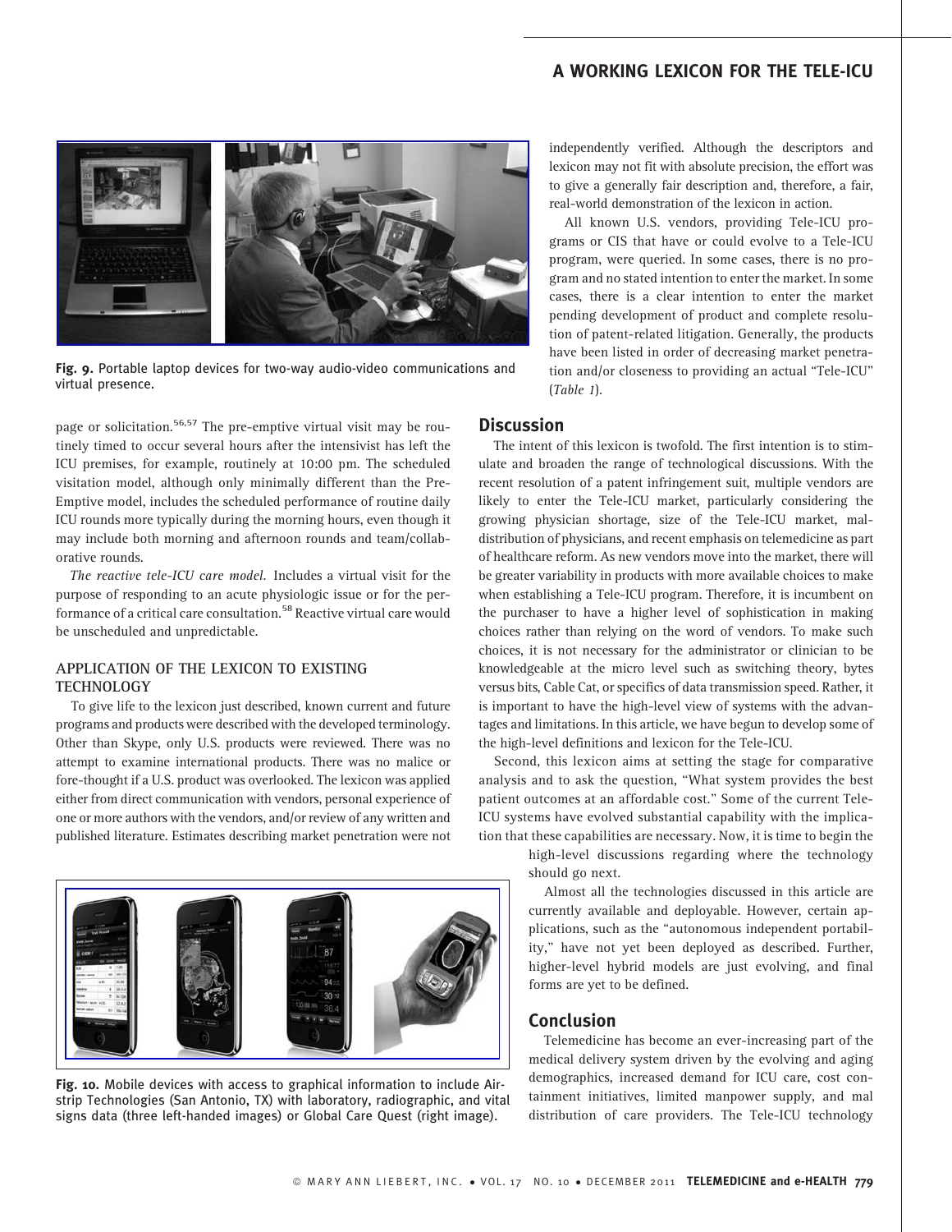Fig. 9. Portable laptop devices for two-way audio-video communications and virtual presence.

page or solicitation.[56,57] The pre-emptive virtual visit may be routinely timed to occur several hours after the intensivist has left the ICU premises, for example, routinely at 10:00 pm. The scheduled visitation model, although only minimally different than the Pre-Emptive model, includes the scheduled performance of routine daily ICU rounds more typically during the morning hours, even though it may include both morning and afternoon rounds and team/collaborative rounds.

*The reactive tele-ICU care model.* Includes a virtual visit for the purpose of responding to an acute physiologic issue or for the performance of a critical care consultation.[58] Reactive virtual care would be unscheduled and unpredictable.

### APPLICATION OF THE LEXICON TO EXISTING TECHNOLOGY

To give life to the lexicon just described, known current and future programs and products were described with the developed terminology. Other than Skype, only U.S. products were reviewed. There was no attempt to examine international products. There was no malice or fore-thought if a U.S. product was overlooked. The lexicon was applied either from direct communication with vendors, personal experience of one or more authors with the vendors, and/or review of any written and published literature. Estimates describing market penetration were not independently verified. Although the descriptors and lexicon may not fit with absolute precision, the effort was to give a generally fair description and, therefore, a fair, real-world demonstration of the lexicon in action.

All known U.S. vendors, providing Tele-ICU programs or CIS that have or could evolve to a Tele-ICU program, were queried. In some cases, there is no program and no stated intention to enter the market. In some cases, there is a clear intention to enter the market pending development of product and complete resolution of patent-related litigation. Generally, the products have been listed in order of decreasing market penetration and/or closeness to providing an actual "Tele-ICU" (*Table 1*).

Fig. 10. Mobile devices with access to graphical information to include Airstrip Technologies (San Antonio, TX) with laboratory, radiographic, and vital signs data (three left-handed images) or Global Care Quest (right image).

## Discussion

The intent of this lexicon is twofold. The first intention is to stimulate and broaden the range of technological discussions. With the recent resolution of a patent infringement suit, multiple vendors are likely to enter the Tele-ICU market, particularly considering the growing physician shortage, size of the Tele-ICU market, maldistribution of physicians, and recent emphasis on telemedicine as part of healthcare reform. As new vendors move into the market, there will be greater variability in products with more available choices to make when establishing a Tele-ICU program. Therefore, it is incumbent on the purchaser to have a higher level of sophistication in making choices rather than relying on the word of vendors. To make such choices, it is not necessary for the administrator or clinician to be knowledgeable at the micro level such as switching theory, bytes versus bits, Cable Cat, or specifics of data transmission speed. Rather, it is important to have the high-level view of systems with the advantages and limitations. In this article, we have begun to develop some of the high-level definitions and lexicon for the Tele-ICU.

Second, this lexicon aims at setting the stage for comparative analysis and to ask the question, "What system provides the best patient outcomes at an affordable cost." Some of the current Tele-ICU systems have evolved substantial capability with the implication that these capabilities are necessary. Now, it is time to begin the high-level discussions regarding where the technology should go next.

Almost all the technologies discussed in this article are currently available and deployable. However, certain applications, such as the "autonomous independent portability," have not yet been deployed as described. Further, higher-level hybrid models are just evolving, and final forms are yet to be defined.

## Conclusion

Telemedicine has become an ever-increasing part of the medical delivery system driven by the evolving and aging demographics, increased demand for ICU care, cost containment initiatives, limited manpower supply, and mal distribution of care providers. The Tele-ICU technology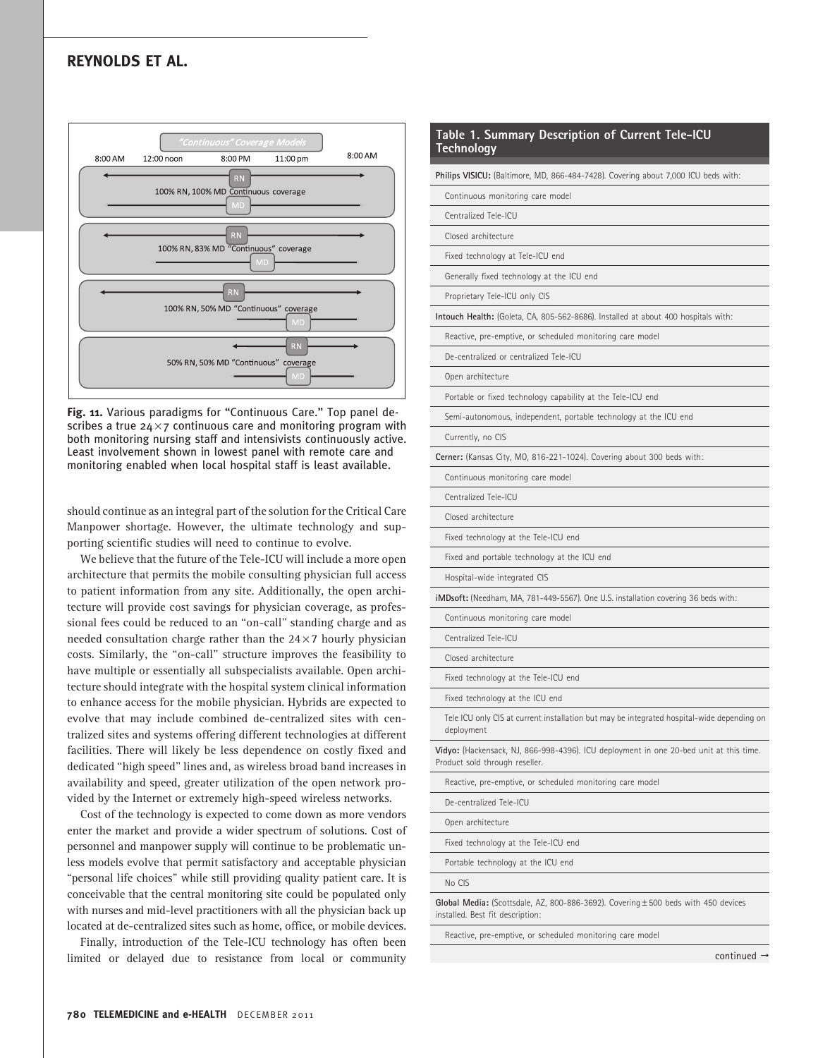"Continuous" Coverage Models

8:00 AM
12:00 noon
8:00 PM
11:00 pm
8:00 AM

RN
100% RN, 100% MD Continuous coverage
MD

RN
100% RN, 83% MD "Continuous" coverage
MD

RN
100% RN, 50% MD "Continuous" coverage
MD

RN
50% RN, 50% MD "Continuous" coverage
MD

**Fig. 11.** Various paradigms for "Continuous Care." Top panel describes a true $24 \times 7$ continuous care and monitoring program with both monitoring nursing staff and intensivists continuously active. Least involvement shown in lowest panel with remote care and monitoring enabled when local hospital staff is least available.

should continue as an integral part of the solution for the Critical Care Manpower shortage. However, the ultimate technology and supporting scientific studies will need to continue to evolve.

We believe that the future of the Tele-ICU will include a more open architecture that permits the mobile consulting physician full access to patient information from any site. Additionally, the open architecture will provide cost savings for physician coverage, as professional fees could be reduced to an "on-call" standing charge and as needed consultation charge rather than the $24 \times 7$ hourly physician costs. Similarly, the "on-call" structure improves the feasibility to have multiple or essentially all subspecialists available. Open architecture should integrate with the hospital system clinical information to enhance access for the mobile physician. Hybrids are expected to evolve that may include combined de-centralized sites with centralized sites and systems offering different technologies at different facilities. There will likely be less dependence on costly fixed and dedicated "high speed" lines and, as wireless broad band increases in availability and speed, greater utilization of the open network provided by the Internet or extremely high-speed wireless networks.

Cost of the technology is expected to come down as more vendors enter the market and provide a wider spectrum of solutions. Cost of personnel and manpower supply will continue to be problematic unless models evolve that permit satisfactory and acceptable physician "personal life choices" while still providing quality patient care. It is conceivable that the central monitoring site could be populated only with nurses and mid-level practitioners with all the physician back up located at de-centralized sites such as home, office, or mobile devices.

Finally, introduction of the Tele-ICU technology has often been limited or delayed due to resistance from local or community

| Table 1. Summary Description of Current Tele-ICU Technology |
|---|
| **Philips VISICU:** (Baltimore, MD, 866-484-7428). Covering about 7,000 ICU beds with: |
| Continuous monitoring care model |
| Centralized Tele-ICU |
| Closed architecture |
| Fixed technology at Tele-ICU end |
| Generally fixed technology at the ICU end |
| Proprietary Tele-ICU only CIS |
| **Intouch Health:** (Goleta, CA, 805-562-8686). Installed at about 400 hospitals with: |
| Reactive, pre-emptive, or scheduled monitoring care model |
| De-centralized or centralized Tele-ICU |
| Open architecture |
| Portable or fixed technology capability at the Tele-ICU end |
| Semi-autonomous, independent, portable technology at the ICU end |
| Currently, no CIS |
| **Cerner:** (Kansas City, MO, 816-221-1024). Covering about 300 beds with: |
| Continuous monitoring care model |
| Centralized Tele-ICU |
| Closed architecture |
| Fixed technology at the Tele-ICU end |
| Fixed and portable technology at the ICU end |
| Hospital-wide integrated CIS |
| **iMDsoft:** (Needham, MA, 781-449-5567). One U.S. installation covering 36 beds with: |
| Continuous monitoring care model |
| Centralized Tele-ICU |
| Closed architecture |
| Fixed technology at the Tele-ICU end |
| Fixed technology at the ICU end |
| Tele ICU only CIS at current installation but may be integrated hospital-wide depending on deployment |
| **Vidyo:** (Hackensack, NJ, 866-998-4396). ICU deployment in one 20-bed unit at this time. Product sold through reseller. |
| Reactive, pre-emptive, or scheduled monitoring care model |
| De-centralized Tele-ICU |
| Open architecture |
| Fixed technology at the Tele-ICU end |
| Portable technology at the ICU end |
| No CIS |
| **Global Media:** (Scottsdale, AZ, 800-886-3692). Covering ± 500 beds with 450 devices installed. Best fit description: |
| Reactive, pre-emptive, or scheduled monitoring care model |

continued →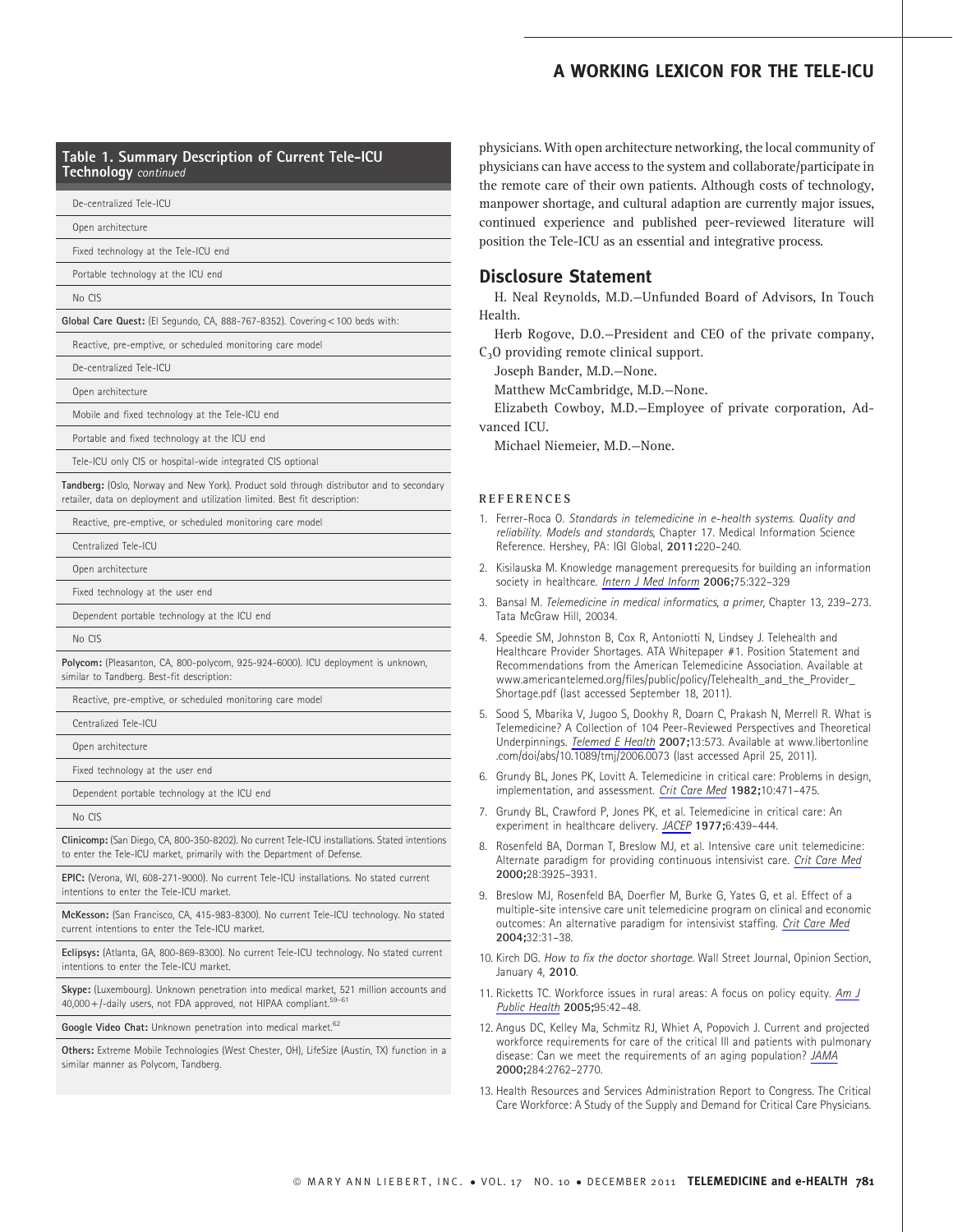**Table 1. Summary Description of Current Tele-ICU Technology** *continued*

| |
|---|
| De-centralized Tele-ICU |
| Open architecture |
| Fixed technology at the Tele-ICU end |
| Portable technology at the ICU end |
| No CIS |
| **Global Care Quest:** (El Segundo, CA, 888-767-8352). Covering < 100 beds with: |
| Reactive, pre-emptive, or scheduled monitoring care model |
| De-centralized Tele-ICU |
| Open architecture |
| Mobile and fixed technology at the Tele-ICU end |
| Portable and fixed technology at the ICU end |
| Tele-ICU only CIS or hospital-wide integrated CIS optional |
| **Tandberg:** (Oslo, Norway and New York). Product sold through distributor and to secondary retailer, data on deployment and utilization limited. Best fit description: |
| Reactive, pre-emptive, or scheduled monitoring care model |
| Centralized Tele-ICU |
| Open architecture |
| Fixed technology at the user end |
| Dependent portable technology at the ICU end |
| No CIS |
| **Polycom:** (Pleasanton, CA, 800-polycom, 925-924-6000). ICU deployment is unknown, similar to Tandberg. Best-fit description: |
| Reactive, pre-emptive, or scheduled monitoring care model |
| Centralized Tele-ICU |
| Open architecture |
| Fixed technology at the user end |
| Dependent portable technology at the ICU end |
| No CIS |
| **Clinicomp:** (San Diego, CA, 800-350-8202). No current Tele-ICU installations. Stated intentions to enter the Tele-ICU market, primarily with the Department of Defense. |
| **EPIC:** (Verona, WI, 608-271-9000). No current Tele-ICU installations. No stated current intentions to enter the Tele-ICU market. |
| **McKesson:** (San Francisco, CA, 415-983-8300). No current Tele-ICU technology. No stated current intentions to enter the Tele-ICU market. |
| **Eclipsys:** (Atlanta, GA, 800-869-8300). No current Tele-ICU technology. No stated current intentions to enter the Tele-ICU market. |
| **Skype:** (Luxembourg). Unknown penetration into medical market, 521 million accounts and 40,000 + /-daily users, not FDA approved, not HIPAA compliant.[59–61] |
| **Google Video Chat:** Unknown penetration into medical market.[62] |
| **Others:** Extreme Mobile Technologies (West Chester, OH), LifeSize (Austin, TX) function in a similar manner as Polycom, Tandberg. |

physicians. With open architecture networking, the local community of physicians can have access to the system and collaborate/participate in the remote care of their own patients. Although costs of technology, manpower shortage, and cultural adaption are currently major issues, continued experience and published peer-reviewed literature will position the Tele-ICU as an essential and integrative process.

## Disclosure Statement

H. Neal Reynolds, M.D.—Unfunded Board of Advisors, In Touch Health.

Herb Rogove, D.O.—President and CEO of the private company, $C_3O$ providing remote clinical support.

Joseph Bander, M.D.—None.

Matthew McCambridge, M.D.—None.

Elizabeth Cowboy, M.D.—Employee of private corporation, Advanced ICU.

Michael Niemeier, M.D.—None.

## REFERENCES

1. Ferrer-Roca O. *Standards in telemedicine in e-health systems. Quality and reliability. Models and standards,* Chapter 17. Medical Information Science Reference. Hershey, PA: IGI Global, **2011:**220–240.
2. Kisilauska M. Knowledge management prerequesits for building an information society in healthcare. *Intern J Med Inform* **2006;**75:322–329
3. Bansal M. *Telemedicine in medical informatics, a primer,* Chapter 13, 239–273. Tata McGraw Hill, 20034.
4. Speedie SM, Johnston B, Cox R, Antoniotti N, Lindsey J. Telehealth and Healthcare Provider Shortages. ATA Whitepaper #1. Position Statement and Recommendations from the American Telemedicine Association. Available at www.americantelemed.org/files/public/policy/Telehealth_and_the_Provider_Shortage.pdf (last accessed September 18, 2011).
5. Sood S, Mbarika V, Jugoo S, Dookhy R, Doarn C, Prakash N, Merrell R. What is Telemedicine? A Collection of 104 Peer-Reviewed Perspectives and Theoretical Underpinnings. *Telemed E Health* **2007;**13:573. Available at www.libertonline.com/doi/abs/10.1089/tmj/2006.0073 (last accessed April 25, 2011).
6. Grundy BL, Jones PK, Lovitt A. Telemedicine in critical care: Problems in design, implementation, and assessment. *Crit Care Med* **1982;**10:471–475.
7. Grundy BL, Crawford P, Jones PK, et al. Telemedicine in critical care: An experiment in healthcare delivery. *JACEP* **1977;**6:439–444.
8. Rosenfeld BA, Dorman T, Breslow MJ, et al. Intensive care unit telemedicine: Alternate paradigm for providing continuous intensivist care. *Crit Care Med* **2000;**28:3925–3931.
9. Breslow MJ, Rosenfeld BA, Doerfler M, Burke G, Yates G, et al. Effect of a multiple-site intensive care unit telemedicine program on clinical and economic outcomes: An alternative paradigm for intensivist staffing. *Crit Care Med* **2004;**32:31–38.
10. Kirch DG. *How to fix the doctor shortage.* Wall Street Journal, Opinion Section, January 4, **2010**.
11. Ricketts TC. Workforce issues in rural areas: A focus on policy equity. *Am J Public Health* **2005;**95:42–48.
12. Angus DC, Kelley Ma, Schmitz RJ, Whiet A, Popovich J. Current and projected workforce requirements for care of the critical Ill and patients with pulmonary disease: Can we meet the requirements of an aging population? *JAMA* **2000;**284:2762–2770.
13. Health Resources and Services Administration Report to Congress. The Critical Care Workforce: A Study of the Supply and Demand for Critical Care Physicians.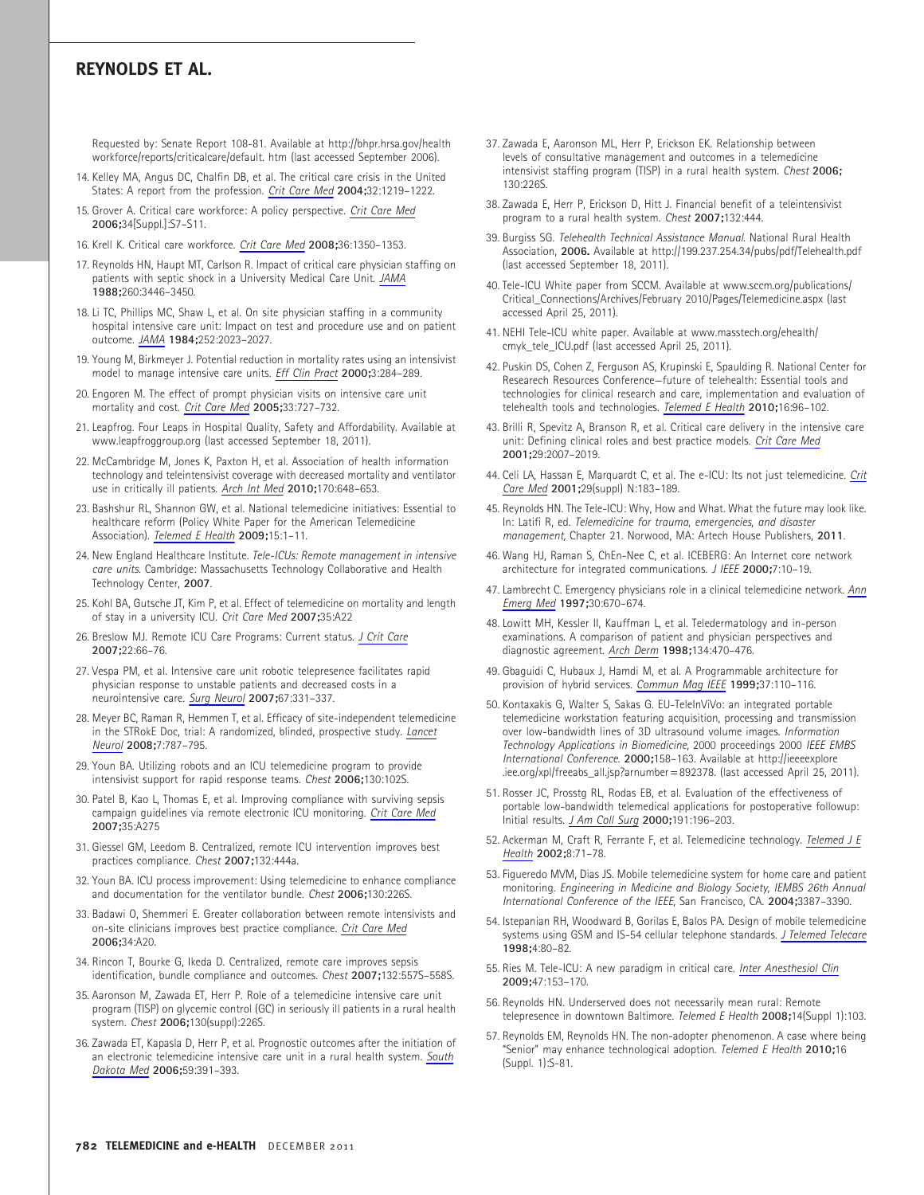Requested by: Senate Report 108-81. Available at http://bhpr.hrsa.gov/health workforce/reports/criticalcare/default. htm (last accessed September 2006).

14. Kelley MA, Angus DC, Chalfin DB, et al. The critical care crisis in the United States: A report from the profession. *Crit Care Med* **2004;**32:1219–1222.
15. Grover A. Critical care workforce: A policy perspective. *Crit Care Med* **2006;**34[Suppl.]:S7–S11.
16. Krell K. Critical care workforce. *Crit Care Med* **2008;**36:1350–1353.
17. Reynolds HN, Haupt MT, Carlson R. Impact of critical care physician staffing on patients with septic shock in a University Medical Care Unit. *JAMA* **1988;**260:3446–3450.
18. Li TC, Phillips MC, Shaw L, et al. On site physician staffing in a community hospital intensive care unit: Impact on test and procedure use and on patient outcome. *JAMA* **1984;**252:2023–2027.
19. Young M, Birkmeyer J. Potential reduction in mortality rates using an intensivist model to manage intensive care units. *Eff Clin Pract* **2000;**3:284–289.
20. Engoren M. The effect of prompt physician visits on intensive care unit mortality and cost. *Crit Care Med* **2005;**33:727–732.
21. Leapfrog. Four Leaps in Hospital Quality, Safety and Affordability. Available at www.leapfroggroup.org (last accessed September 18, 2011).
22. McCambridge M, Jones K, Paxton H, et al. Association of health information technology and teleintensivist coverage with decreased mortality and ventilator use in critically ill patients. *Arch Int Med* **2010;**170:648–653.
23. Bashshur RL, Shannon GW, et al. National telemedicine initiatives: Essential to healthcare reform (Policy White Paper for the American Telemedicine Association). *Telemed E Health* **2009;**15:1–11.
24. New England Healthcare Institute. *Tele-ICUs: Remote management in intensive care units.* Cambridge: Massachusetts Technology Collaborative and Health Technology Center, **2007**.
25. Kohl BA, Gutsche JT, Kim P, et al. Effect of telemedicine on mortality and length of stay in a university ICU. *Crit Care Med* **2007;**35:A22
26. Breslow MJ. Remote ICU Care Programs: Current status. *J Crit Care* **2007;**22:66–76.
27. Vespa PM, et al. Intensive care unit robotic telepresence facilitates rapid physician response to unstable patients and decreased costs in a neurointensive care. *Surg Neurol* **2007;**67:331–337.
28. Meyer BC, Raman R, Hemmen T, et al. Efficacy of site-independent telemedicine in the STRokE Doc, trial: A randomized, blinded, prospective study. *Lancet Neurol* **2008;**7:787–795.
29. Youn BA. Utilizing robots and an ICU telemedicine program to provide intensivist support for rapid response teams. *Chest* **2006;**130:102S.
30. Patel B, Kao L, Thomas E, et al. Improving compliance with surviving sepsis campaign guidelines via remote electronic ICU monitoring. *Crit Care Med* **2007;**35:A275
31. Giessel GM, Leedom B. Centralized, remote ICU intervention improves best practices compliance. *Chest* **2007;**132:444a.
32. Youn BA. ICU process improvement: Using telemedicine to enhance compliance and documentation for the ventilator bundle. *Chest* **2006;**130:226S.
33. Badawi O, Shemmeri E. Greater collaboration between remote intensivists and on-site clinicians improves best practice compliance. *Crit Care Med* **2006;**34:A20.
34. Rincon T, Bourke G, Ikeda D. Centralized, remote care improves sepsis identification, bundle compliance and outcomes. *Chest* **2007;**132:557S–558S.
35. Aaronson M, Zawada ET, Herr P. Role of a telemedicine intensive care unit program (TISP) on glycemic control (GC) in seriously ill patients in a rural health system. *Chest* **2006;**130(suppl):226S.
36. Zawada E, Kapasla D, Herr P, et al. Prognostic outcomes after the initiation of an electronic telemedicine intensive care unit in a rural health system. *South Dakota Med* **2006;**59:391–393.
37. Zawada E, Aaronson ML, Herr P, Erickson EK. Relationship between levels of consultative management and outcomes in a telemedicine intensivist staffing program (TISP) in a rural health system. *Chest* **2006;** 130:226S.
38. Zawada E, Herr P, Erickson D, Hitt J. Financial benefit of a teleintensivist program to a rural health system. *Chest* **2007;**132:444.
39. Burgiss SG. *Telehealth Technical Assistance Manual.* National Rural Health Association, **2006.** Available at http://199.237.254.34/pubs/pdf/Telehealth.pdf (last accessed September 18, 2011).
40. Tele-ICU White paper from SCCM. Available at www.sccm.org/publications/ Critical_Connections/Archives/February 2010/Pages/Telemedicine.aspx (last accessed April 25, 2011).
41. NEHI Tele-ICU white paper. Available at www.masstech.org/ehealth/ cmyk_tele_ICU.pdf (last accessed April 25, 2011).
42. Puskin DS, Cohen Z, Ferguson AS, Krupinski E, Spaulding R. National Center for Researech Resources Conference—future of telehealth: Essential tools and technologies for clinical research and care, implementation and evaluation of telehealth tools and technologies. *Telemed E Health* **2010;**16:96–102.
43. Brilli R, Spevitz A, Branson R, et al. Critical care delivery in the intensive care unit: Defining clinical roles and best practice models. *Crit Care Med* **2001;**29:2007–2019.
44. Celi LA, Hassan E, Marquardt C, et al. The e-ICU: Its not just telemedicine. *Crit Care Med* **2001;**29(suppl) N:183–189.
45. Reynolds HN. The Tele-ICU: Why, How and What. What the future may look like. In: Latifi R, ed. *Telemedicine for trauma, emergencies, and disaster management*, Chapter 21. Norwood, MA: Artech House Publishers, **2011**.
46. Wang HJ, Raman S, ChEn-Nee C, et al. ICEBERG: An Internet core network architecture for integrated communications. *J IEEE* **2000;**7:10–19.
47. Lambrecht C. Emergency physicians role in a clinical telemedicine network. *Ann Emerg Med* **1997;**30:670–674.
48. Lowitt MH, Kessler II, Kauffman L, et al. Teledermatology and in-person examinations. A comparison of patient and physician perspectives and diagnostic agreement. *Arch Derm* **1998;**134:470–476.
49. Gbaguidi C, Hubaux J, Hamdi M, et al. A Programmable architecture for provision of hybrid services. *Commun Mag IEEE* **1999;**37:110–116.
50. Kontaxakis G, Walter S, Sakas G. EU-TeleInViVo: an integrated portable telemedicine workstation featuring acquisition, processing and transmission over low-bandwidth lines of 3D ultrasound volume images. *Information Technology Applications in Biomedicine*, 2000 proceedings 2000 *IEEE EMBS International Conference.* **2000;**158–163. Available at http://ieeexplore .iee.org/xpl/freeabs_all.jsp?arnumber=892378. (last accessed April 25, 2011).
51. Rosser JC, Prosstg RL, Rodas EB, et al. Evaluation of the effectiveness of portable low-bandwidth telemedical applications for postoperative followup: Initial results. *J Am Coll Surg* **2000;**191:196–203.
52. Ackerman M, Craft R, Ferrante F, et al. Telemedicine technology. *Telemed J E Health* **2002;**8:71–78.
53. Figueredo MVM, Dias JS. Mobile telemedicine system for home care and patient monitoring. *Engineering in Medicine and Biology Society, IEMBS 26th Annual International Conference of the IEEE*, San Francisco, CA. **2004;**3387–3390.
54. Istepanian RH, Woodward B, Gorilas E, Balos PA. Design of mobile telemedicine systems using GSM and IS-54 cellular telephone standards. *J Telemed Telecare* **1998;**4:80–82.
55. Ries M. Tele-ICU: A new paradigm in critical care. *Inter Anesthesiol Clin* **2009;**47:153–170.
56. Reynolds HN. Underserved does not necessarily mean rural: Remote telepresence in downtown Baltimore. *Telemed E Health* **2008;**14(Suppl 1):103.
57. Reynolds EM, Reynolds HN. The non-adopter phenomenon. A case where being "Senior" may enhance technological adoption. *Telemed E Health* **2010;**16 (Suppl. 1):S-81.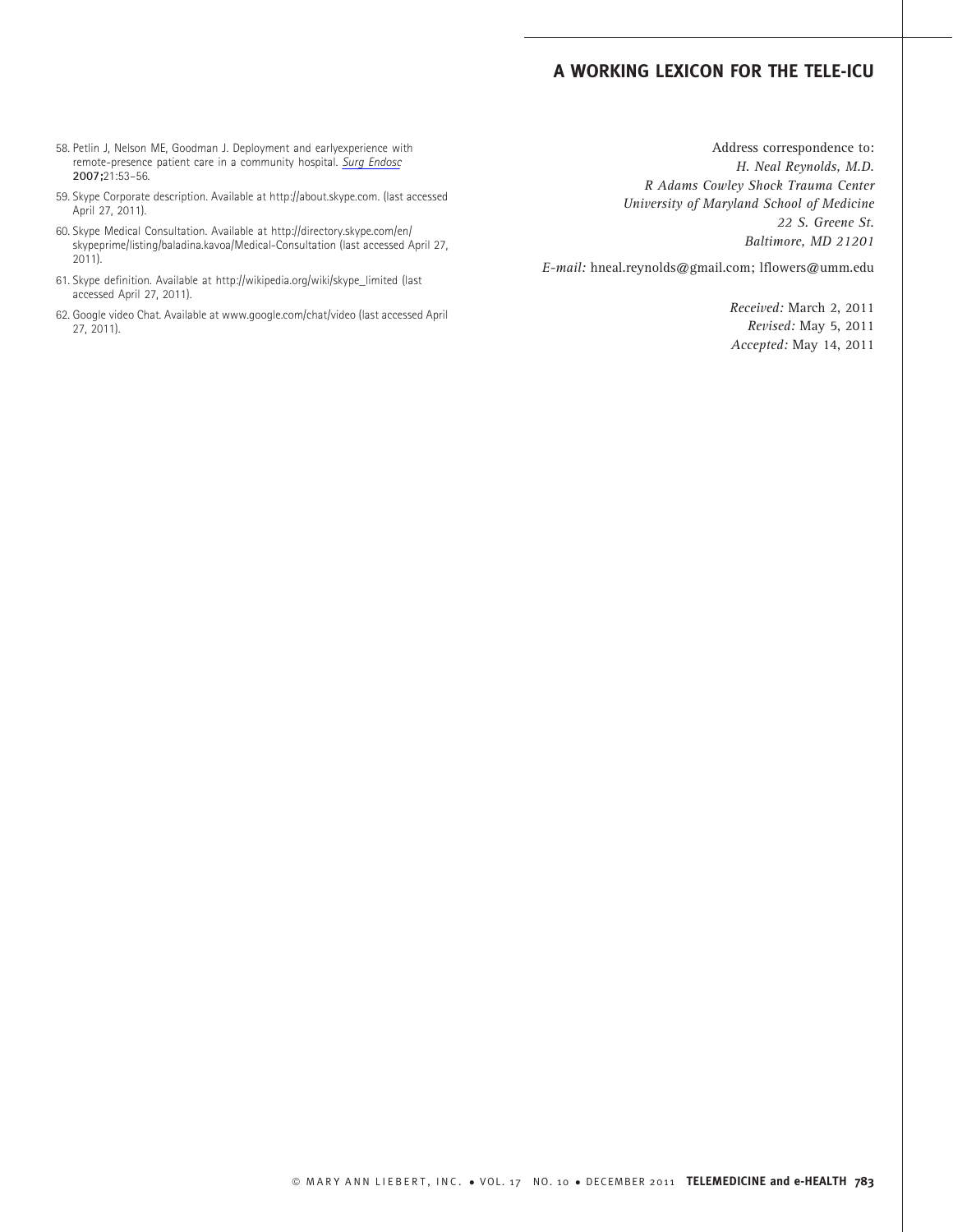58. Petlin J, Nelson ME, Goodman J. Deployment and earlyexperience with remote-presence patient care in a community hospital. *Surg Endosc* **2007;**21:53–56.

59. Skype Corporate description. Available at http://about.skype.com. (last accessed April 27, 2011).

60. Skype Medical Consultation. Available at http://directory.skype.com/en/skypeprime/listing/baladina.kavoa/Medical-Consultation (last accessed April 27, 2011).

61. Skype definition. Available at http://wikipedia.org/wiki/skype_limited (last accessed April 27, 2011).

62. Google video Chat. Available at www.google.com/chat/video (last accessed April 27, 2011).

Address correspondence to:
*H. Neal Reynolds, M.D.*
*R Adams Cowley Shock Trauma Center*
*University of Maryland School of Medicine*
*22 S. Greene St.*
*Baltimore, MD 21201*

*E-mail:* hneal.reynolds@gmail.com; lflowers@umm.edu

*Received:* March 2, 2011
*Revised:* May 5, 2011
*Accepted:* May 14, 2011